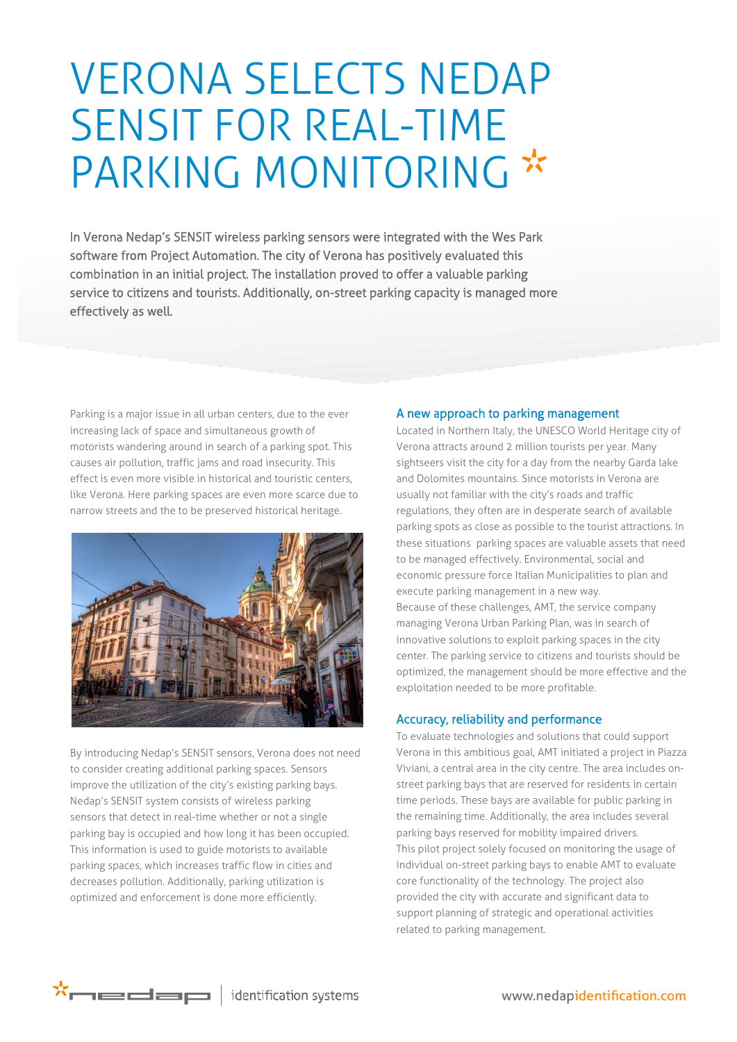# VERONA SELECTS NEDAP SENSIT FOR REAL-TIME PARKING MONITORING

In Verona Nedap's SENSIT wireless parking sensors were integrated with the Wes Park software from Project Automation. The city of Verona has positively evaluated this combination in an initial project. The installation proved to offer a valuable parking service to citizens and tourists. Additionally, on-street parking capacity is managed more effectively as well.

Parking is a major issue in all urban centers, due to the ever increasing lack of space and simultaneous growth of motorists wandering around in search of a parking spot. This causes air pollution, traffic jams and road insecurity. This effect is even more visible in historical and touristic centers, like Verona. Here parking spaces are even more scarce due to narrow streets and the to be preserved historical heritage.

By introducing Nedap's SENSIT sensors, Verona does not need to consider creating additional parking spaces. Sensors improve the utilization of the city's existing parking bays. Nedap's SENSIT system consists of wireless parking sensors that detect in real-time whether or not a single parking bay is occupied and how long it has been occupied. This information is used to guide motorists to available parking spaces, which increases traffic flow in cities and decreases pollution. Additionally, parking utilization is optimized and enforcement is done more efficiently.

## A new approach to parking management

Located in Northern Italy, the UNESCO World Heritage city of Verona attracts around 2 million tourists per year. Many sightseers visit the city for a day from the nearby Garda lake and Dolomites mountains. Since motorists in Verona are usually not familiar with the city's roads and traffic regulations, they often are in desperate search of available parking spots as close as possible to the tourist attractions. In these situations parking spaces are valuable assets that need to be managed effectively. Environmental, social and economic pressure force Italian Municipalities to plan and execute parking management in a new way.
Because of these challenges, AMT, the service company managing Verona Urban Parking Plan, was in search of innovative solutions to exploit parking spaces in the city center. The parking service to citizens and tourists should be optimized, the management should be more effective and the exploitation needed to be more profitable.

## Accuracy, reliability and performance

To evaluate technologies and solutions that could support Verona in this ambitious goal, AMT initiated a project in Piazza Viviani, a central area in the city centre. The area includes on-street parking bays that are reserved for residents in certain time periods. These bays are available for public parking in the remaining time. Additionally, the area includes several parking bays reserved for mobility impaired drivers.
This pilot project solely focused on monitoring the usage of individual on-street parking bays to enable AMT to evaluate core functionality of the technology. The project also provided the city with accurate and significant data to support planning of strategic and operational activities related to parking management.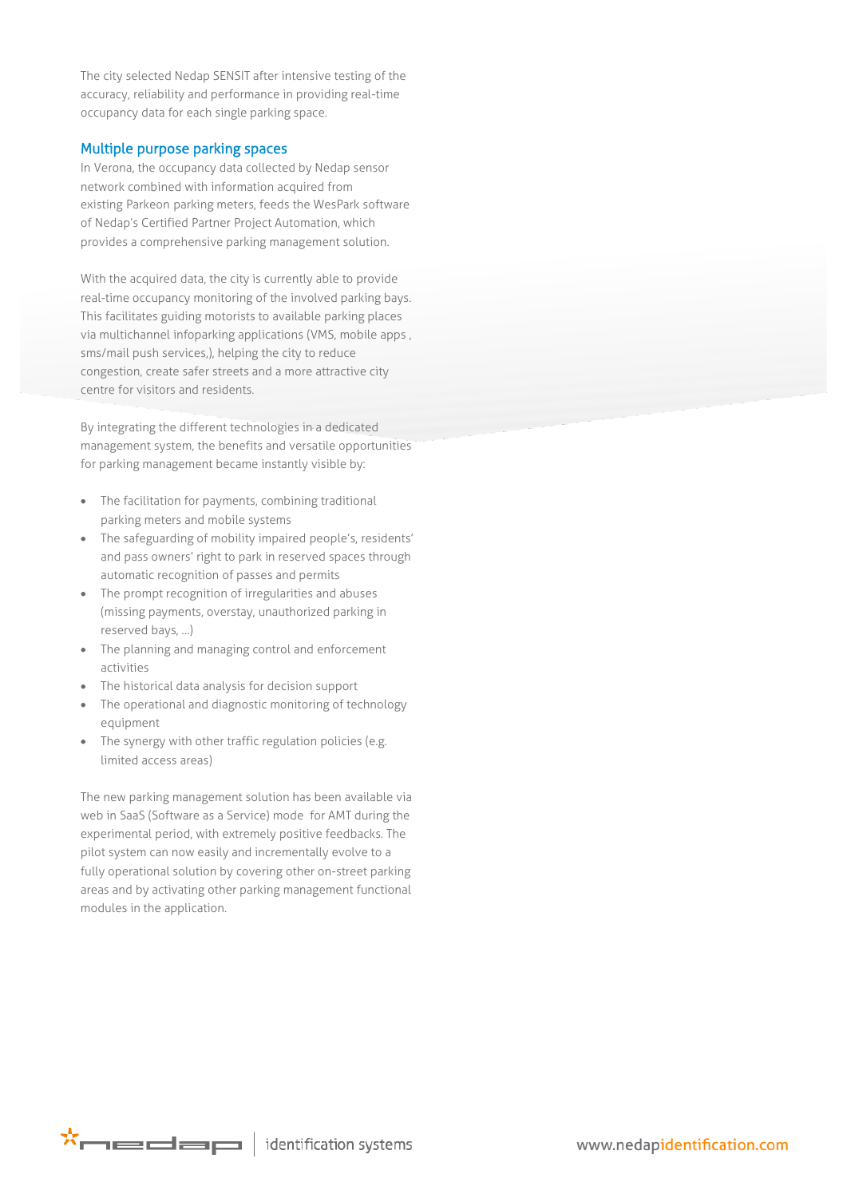The city selected Nedap SENSIT after intensive testing of the accuracy, reliability and performance in providing real-time occupancy data for each single parking space.

## Multiple purpose parking spaces

In Verona, the occupancy data collected by Nedap sensor network combined with information acquired from existing Parkeon parking meters, feeds the WesPark software of Nedap's Certified Partner Project Automation, which provides a comprehensive parking management solution.

With the acquired data, the city is currently able to provide real-time occupancy monitoring of the involved parking bays. This facilitates guiding motorists to available parking places via multichannel infoparking applications (VMS, mobile apps , sms/mail push services,), helping the city to reduce congestion, create safer streets and a more attractive city centre for visitors and residents.

By integrating the different technologies in a dedicated management system, the benefits and versatile opportunities for parking management became instantly visible by:

- The facilitation for payments, combining traditional parking meters and mobile systems
- The safeguarding of mobility impaired people's, residents' and pass owners' right to park in reserved spaces through automatic recognition of passes and permits
- The prompt recognition of irregularities and abuses (missing payments, overstay, unauthorized parking in reserved bays, ...)
- The planning and managing control and enforcement activities
- The historical data analysis for decision support
- The operational and diagnostic monitoring of technology equipment
- The synergy with other traffic regulation policies (e.g. limited access areas)

The new parking management solution has been available via web in SaaS (Software as a Service) mode for AMT during the experimental period, with extremely positive feedbacks. The pilot system can now easily and incrementally evolve to a fully operational solution by covering other on-street parking areas and by activating other parking management functional modules in the application.